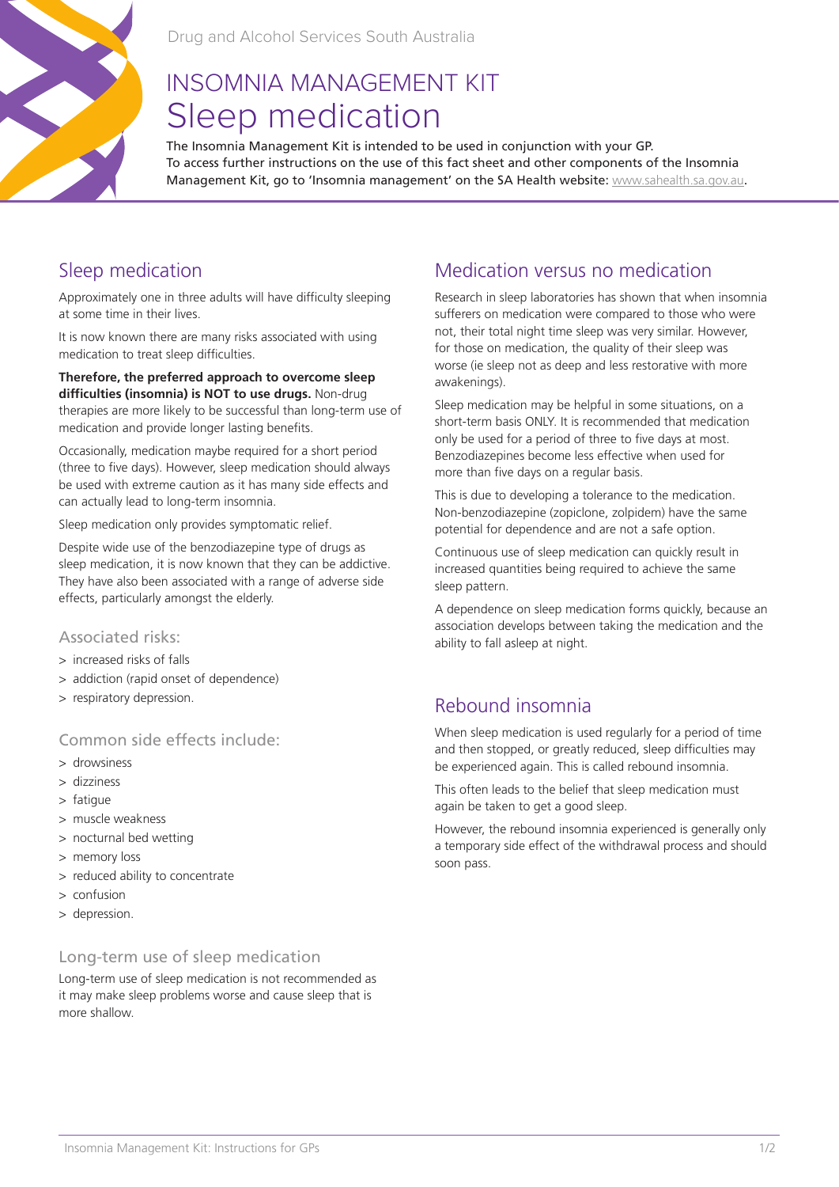Drug and Alcohol Services South Australia

# INSOMNIA MANAGEMENT KIT
# Sleep medication

The Insomnia Management Kit is intended to be used in conjunction with your GP.
To access further instructions on the use of this fact sheet and other components of the Insomnia Management Kit, go to 'Insomnia management' on the SA Health website: www.sahealth.sa.gov.au.

## Sleep medication

Approximately one in three adults will have difficulty sleeping at some time in their lives.

It is now known there are many risks associated with using medication to treat sleep difficulties.

**Therefore, the preferred approach to overcome sleep difficulties (insomnia) is NOT to use drugs.** Non-drug therapies are more likely to be successful than long-term use of medication and provide longer lasting benefits.

Occasionally, medication maybe required for a short period (three to five days). However, sleep medication should always be used with extreme caution as it has many side effects and can actually lead to long-term insomnia.

Sleep medication only provides symptomatic relief.

Despite wide use of the benzodiazepine type of drugs as sleep medication, it is now known that they can be addictive. They have also been associated with a range of adverse side effects, particularly amongst the elderly.

### Associated risks:

- increased risks of falls
- addiction (rapid onset of dependence)
- respiratory depression.

### Common side effects include:

- drowsiness
- dizziness
- fatigue
- muscle weakness
- nocturnal bed wetting
- memory loss
- reduced ability to concentrate
- confusion
- depression.

### Long-term use of sleep medication

Long-term use of sleep medication is not recommended as it may make sleep problems worse and cause sleep that is more shallow.

## Medication versus no medication

Research in sleep laboratories has shown that when insomnia sufferers on medication were compared to those who were not, their total night time sleep was very similar. However, for those on medication, the quality of their sleep was worse (ie sleep not as deep and less restorative with more awakenings).

Sleep medication may be helpful in some situations, on a short-term basis ONLY. It is recommended that medication only be used for a period of three to five days at most. Benzodiazepines become less effective when used for more than five days on a regular basis.

This is due to developing a tolerance to the medication. Non-benzodiazepine (zopiclone, zolpidem) have the same potential for dependence and are not a safe option.

Continuous use of sleep medication can quickly result in increased quantities being required to achieve the same sleep pattern.

A dependence on sleep medication forms quickly, because an association develops between taking the medication and the ability to fall asleep at night.

## Rebound insomnia

When sleep medication is used regularly for a period of time and then stopped, or greatly reduced, sleep difficulties may be experienced again. This is called rebound insomnia.

This often leads to the belief that sleep medication must again be taken to get a good sleep.

However, the rebound insomnia experienced is generally only a temporary side effect of the withdrawal process and should soon pass.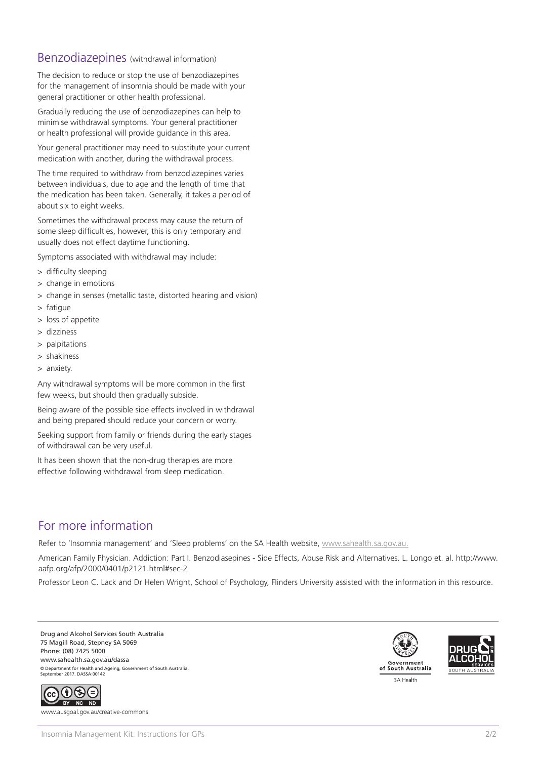## Benzodiazepines (withdrawal information)

The decision to reduce or stop the use of benzodiazepines for the management of insomnia should be made with your general practitioner or other health professional.

Gradually reducing the use of benzodiazepines can help to minimise withdrawal symptoms. Your general practitioner or health professional will provide guidance in this area.

Your general practitioner may need to substitute your current medication with another, during the withdrawal process.

The time required to withdraw from benzodiazepines varies between individuals, due to age and the length of time that the medication has been taken. Generally, it takes a period of about six to eight weeks.

Sometimes the withdrawal process may cause the return of some sleep difficulties, however, this is only temporary and usually does not effect daytime functioning.

Symptoms associated with withdrawal may include:

> difficulty sleeping
> change in emotions
> change in senses (metallic taste, distorted hearing and vision)
> fatigue
> loss of appetite
> dizziness
> palpitations
> shakiness
> anxiety.

Any withdrawal symptoms will be more common in the first few weeks, but should then gradually subside.

Being aware of the possible side effects involved in withdrawal and being prepared should reduce your concern or worry.

Seeking support from family or friends during the early stages of withdrawal can be very useful.

It has been shown that the non-drug therapies are more effective following withdrawal from sleep medication.

## For more information

Refer to 'Insomnia management' and 'Sleep problems' on the SA Health website, www.sahealth.sa.gov.au.

American Family Physician. Addiction: Part I. Benzodiasepines - Side Effects, Abuse Risk and Alternatives. L. Longo et. al. http://www.aafp.org/afp/2000/0401/p2121.html#sec-2

Professor Leon C. Lack and Dr Helen Wright, School of Psychology, Flinders University assisted with the information in this resource.

Drug and Alcohol Services South Australia
75 Magill Road, Stepney SA 5069
Phone: (08) 7425 5000
www.sahealth.sa.gov.au/dassa
© Department for Health and Ageing, Government of South Australia.
September 2017. DASSA:00142

www.ausgoal.gov.au/creative-commons